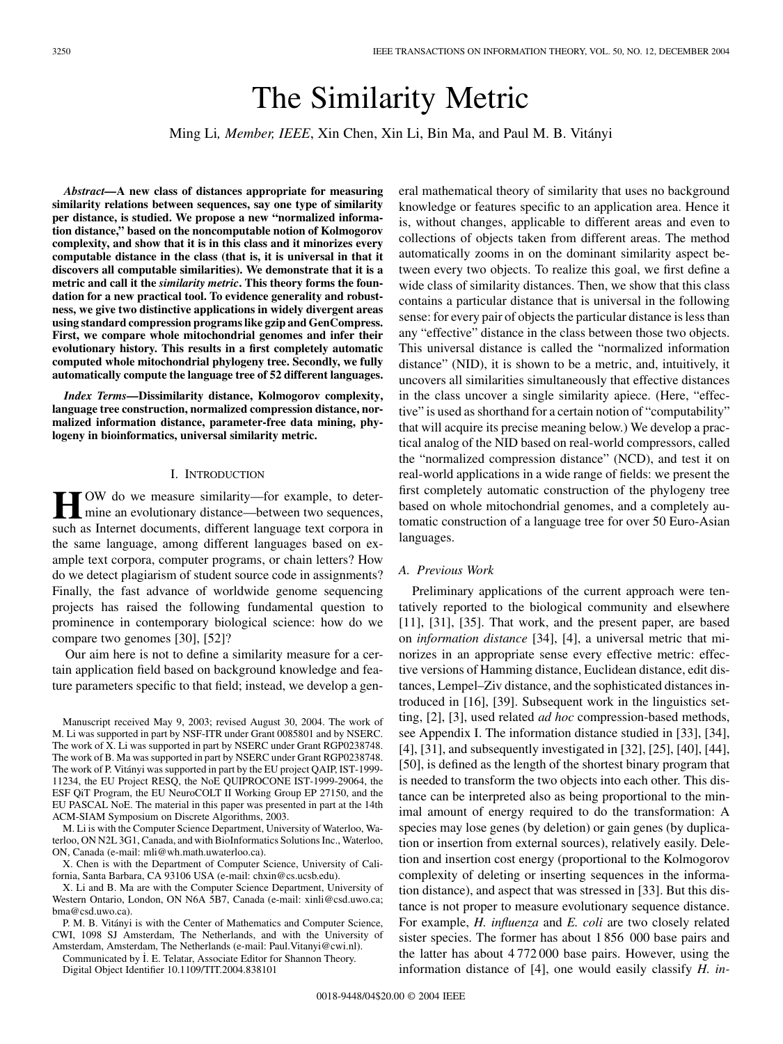# The Similarity Metric

Ming Li, *Member, IEEE*, Xin Chen, Xin Li, Bin Ma, and Paul M. B. Vitányi

***Abstract*—A new class of distances appropriate for measuring similarity relations between sequences, say one type of similarity per distance, is studied. We propose a new "normalized information distance," based on the noncomputable notion of Kolmogorov complexity, and show that it is in this class and it minorizes every computable distance in the class (that is, it is universal in that it discovers all computable similarities). We demonstrate that it is a metric and call it the *similarity metric*. This theory forms the foundation for a new practical tool. To evidence generality and robustness, we give two distinctive applications in widely divergent areas using standard compression programs like gzip and GenCompress. First, we compare whole mitochondrial genomes and infer their evolutionary history. This results in a first completely automatic computed whole mitochondrial phylogeny tree. Secondly, we fully automatically compute the language tree of 52 different languages.**

***Index Terms*—Dissimilarity distance, Kolmogorov complexity, language tree construction, normalized compression distance, normalized information distance, parameter-free data mining, phylogeny in bioinformatics, universal similarity metric.**

## I. Introduction

How do we measure similarity—for example, to determine an evolutionary distance—between two sequences, such as Internet documents, different language text corpora in the same language, among different languages based on example text corpora, computer programs, or chain letters? How do we detect plagiarism of student source code in assignments? Finally, the fast advance of worldwide genome sequencing projects has raised the following fundamental question to prominence in contemporary biological science: how do we compare two genomes [30], [52]?

Our aim here is not to define a similarity measure for a certain application field based on background knowledge and feature parameters specific to that field; instead, we develop a general mathematical theory of similarity that uses no background knowledge or features specific to an application area. Hence it is, without changes, applicable to different areas and even to collections of objects taken from different areas. The method automatically zooms in on the dominant similarity aspect between every two objects. To realize this goal, we first define a wide class of similarity distances. Then, we show that this class contains a particular distance that is universal in the following sense: for every pair of objects the particular distance is less than any "effective" distance in the class between those two objects. This universal distance is called the "normalized information distance" (NID), it is shown to be a metric, and, intuitively, it uncovers all similarities simultaneously that effective distances in the class uncover a single similarity apiece. (Here, "effective" is used as shorthand for a certain notion of "computability" that will acquire its precise meaning below.) We develop a practical analog of the NID based on real-world compressors, called the "normalized compression distance" (NCD), and test it on real-world applications in a wide range of fields: we present the first completely automatic construction of the phylogeny tree based on whole mitochondrial genomes, and a completely automatic construction of a language tree for over 50 Euro-Asian languages.

### A. Previous Work

Preliminary applications of the current approach were tentatively reported to the biological community and elsewhere [11], [31], [35]. That work, and the present paper, are based on *information distance* [34], [4], a universal metric that minorizes in an appropriate sense every effective metric: effective versions of Hamming distance, Euclidean distance, edit distances, Lempel–Ziv distance, and the sophisticated distances introduced in [16], [39]. Subsequent work in the linguistics setting, [2], [3], used related *ad hoc* compression-based methods, see Appendix I. The information distance studied in [33], [34], [4], [31], and subsequently investigated in [32], [25], [40], [44], [50], is defined as the length of the shortest binary program that is needed to transform the two objects into each other. This distance can be interpreted also as being proportional to the minimal amount of energy required to do the transformation: A species may lose genes (by deletion) or gain genes (by duplication or insertion from external sources), relatively easily. Deletion and insertion cost energy (proportional to the Kolmogorov complexity of deleting or inserting sequences in the information distance), and aspect that was stressed in [33]. But this distance is not proper to measure evolutionary sequence distance. For example, *H. influenza* and *E. coli* are two closely related sister species. The former has about 1 856 000 base pairs and the latter has about 4 772 000 base pairs. However, using the information distance of [4], one would easily classify *H. in-*

Manuscript received May 9, 2003; revised August 30, 2004. The work of M. Li was supported in part by NSF-ITR under Grant 0085801 and by NSERC. The work of X. Li was supported in part by NSERC under Grant RGP0238748. The work of B. Ma was supported in part by NSERC under Grant RGP0238748. The work of P. Vitányi was supported in part by the EU project QAIP, IST-1999-11234, the EU Project RESQ, the NoE QUIPROCONE IST-1999-29064, the ESF QiT Program, the EU NeuroCOLT II Working Group EP 27150, and the EU PASCAL NoE. The material in this paper was presented in part at the 14th ACM-SIAM Symposium on Discrete Algorithms, 2003.

M. Li is with the Computer Science Department, University of Waterloo, Waterloo, ON N2L 3G1, Canada, and with BioInformatics Solutions Inc., Waterloo, ON, Canada (e-mail: mli@wh.math.uwaterloo.ca).

X. Chen is with the Department of Computer Science, University of California, Santa Barbara, CA 93106 USA (e-mail: chxin@cs.ucsb.edu).

X. Li and B. Ma are with the Computer Science Department, University of Western Ontario, London, ON N6A 5B7, Canada (e-mail: xinli@csd.uwo.ca; bma@csd.uwo.ca).

P. M. B. Vitányi is with the Center of Mathematics and Computer Science, CWI, 1098 SJ Amsterdam, The Netherlands, and with the University of Amsterdam, Amsterdam, The Netherlands (e-mail: Paul.Vitanyi@cwi.nl).

Communicated by İ. E. Telatar, Associate Editor for Shannon Theory.

Digital Object Identifier 10.1109/TIT.2004.838101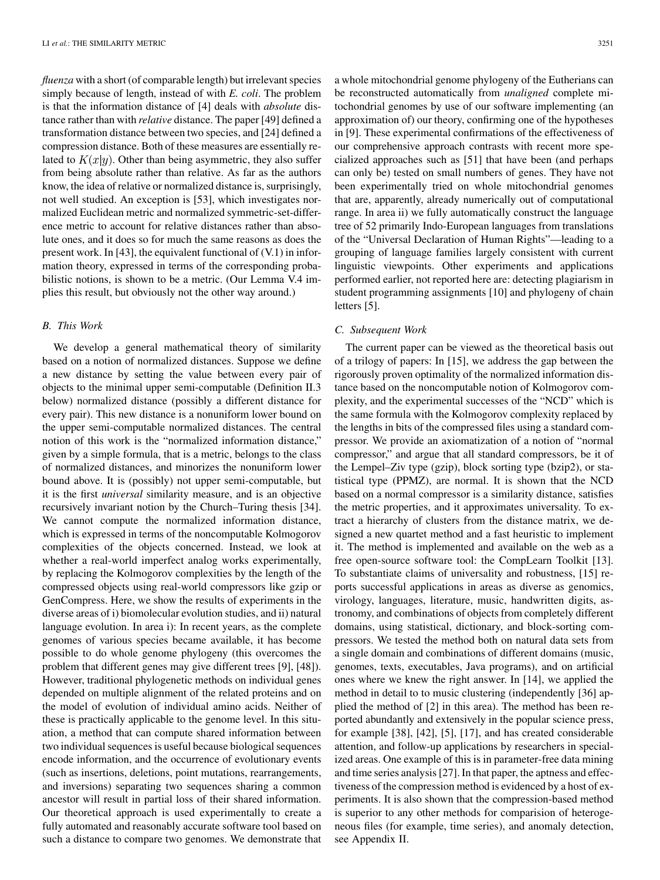*fluenza* with a short (of comparable length) but irrelevant species simply because of length, instead of with *E. coli*. The problem is that the information distance of [4] deals with *absolute* distance rather than with *relative* distance. The paper [49] defined a transformation distance between two species, and [24] defined a compression distance. Both of these measures are essentially related to $K(x|y)$. Other than being asymmetric, they also suffer from being absolute rather than relative. As far as the authors know, the idea of relative or normalized distance is, surprisingly, not well studied. An exception is [53], which investigates normalized Euclidean metric and normalized symmetric-set-difference metric to account for relative distances rather than absolute ones, and it does so for much the same reasons as does the present work. In [43], the equivalent functional of (V.1) in information theory, expressed in terms of the corresponding probabilistic notions, is shown to be a metric. (Our Lemma V.4 implies this result, but obviously not the other way around.)

### B. This Work

We develop a general mathematical theory of similarity based on a notion of normalized distances. Suppose we define a new distance by setting the value between every pair of objects to the minimal upper semi-computable (Definition II.3 below) normalized distance (possibly a different distance for every pair). This new distance is a nonuniform lower bound on the upper semi-computable normalized distances. The central notion of this work is the "normalized information distance," given by a simple formula, that is a metric, belongs to the class of normalized distances, and minorizes the nonuniform lower bound above. It is (possibly) not upper semi-computable, but it is the first *universal* similarity measure, and is an objective recursively invariant notion by the Church–Turing thesis [34]. We cannot compute the normalized information distance, which is expressed in terms of the noncomputable Kolmogorov complexities of the objects concerned. Instead, we look at whether a real-world imperfect analog works experimentally, by replacing the Kolmogorov complexities by the length of the compressed objects using real-world compressors like gzip or GenCompress. Here, we show the results of experiments in the diverse areas of i) biomolecular evolution studies, and ii) natural language evolution. In area i): In recent years, as the complete genomes of various species became available, it has become possible to do whole genome phylogeny (this overcomes the problem that different genes may give different trees [9], [48]). However, traditional phylogenetic methods on individual genes depended on multiple alignment of the related proteins and on the model of evolution of individual amino acids. Neither of these is practically applicable to the genome level. In this situation, a method that can compute shared information between two individual sequences is useful because biological sequences encode information, and the occurrence of evolutionary events (such as insertions, deletions, point mutations, rearrangements, and inversions) separating two sequences sharing a common ancestor will result in partial loss of their shared information. Our theoretical approach is used experimentally to create a fully automated and reasonably accurate software tool based on such a distance to compare two genomes. We demonstrate that a whole mitochondrial genome phylogeny of the Eutherians can be reconstructed automatically from *unaligned* complete mitochondrial genomes by use of our software implementing (an approximation of) our theory, confirming one of the hypotheses in [9]. These experimental confirmations of the effectiveness of our comprehensive approach contrasts with recent more specialized approaches such as [51] that have been (and perhaps can only be) tested on small numbers of genes. They have not been experimentally tried on whole mitochondrial genomes that are, apparently, already numerically out of computational range. In area ii) we fully automatically construct the language tree of 52 primarily Indo-European languages from translations of the "Universal Declaration of Human Rights"—leading to a grouping of language families largely consistent with current linguistic viewpoints. Other experiments and applications performed earlier, not reported here are: detecting plagiarism in student programming assignments [10] and phylogeny of chain letters [5].

### C. Subsequent Work

The current paper can be viewed as the theoretical basis out of a trilogy of papers: In [15], we address the gap between the rigorously proven optimality of the normalized information distance based on the noncomputable notion of Kolmogorov complexity, and the experimental successes of the "NCD" which is the same formula with the Kolmogorov complexity replaced by the lengths in bits of the compressed files using a standard compressor. We provide an axiomatization of a notion of "normal compressor," and argue that all standard compressors, be it of the Lempel–Ziv type (gzip), block sorting type (bzip2), or statistical type (PPMZ), are normal. It is shown that the NCD based on a normal compressor is a similarity distance, satisfies the metric properties, and it approximates universality. To extract a hierarchy of clusters from the distance matrix, we designed a new quartet method and a fast heuristic to implement it. The method is implemented and available on the web as a free open-source software tool: the CompLearn Toolkit [13]. To substantiate claims of universality and robustness, [15] reports successful applications in areas as diverse as genomics, virology, languages, literature, music, handwritten digits, astronomy, and combinations of objects from completely different domains, using statistical, dictionary, and block-sorting compressors. We tested the method both on natural data sets from a single domain and combinations of different domains (music, genomes, texts, executables, Java programs), and on artificial ones where we knew the right answer. In [14], we applied the method in detail to to music clustering (independently [36] applied the method of [2] in this area). The method has been reported abundantly and extensively in the popular science press, for example [38], [42], [5], [17], and has created considerable attention, and follow-up applications by researchers in specialized areas. One example of this is in parameter-free data mining and time series analysis [27]. In that paper, the aptness and effectiveness of the compression method is evidenced by a host of experiments. It is also shown that the compression-based method is superior to any other methods for comparision of heterogeneous files (for example, time series), and anomaly detection, see Appendix II.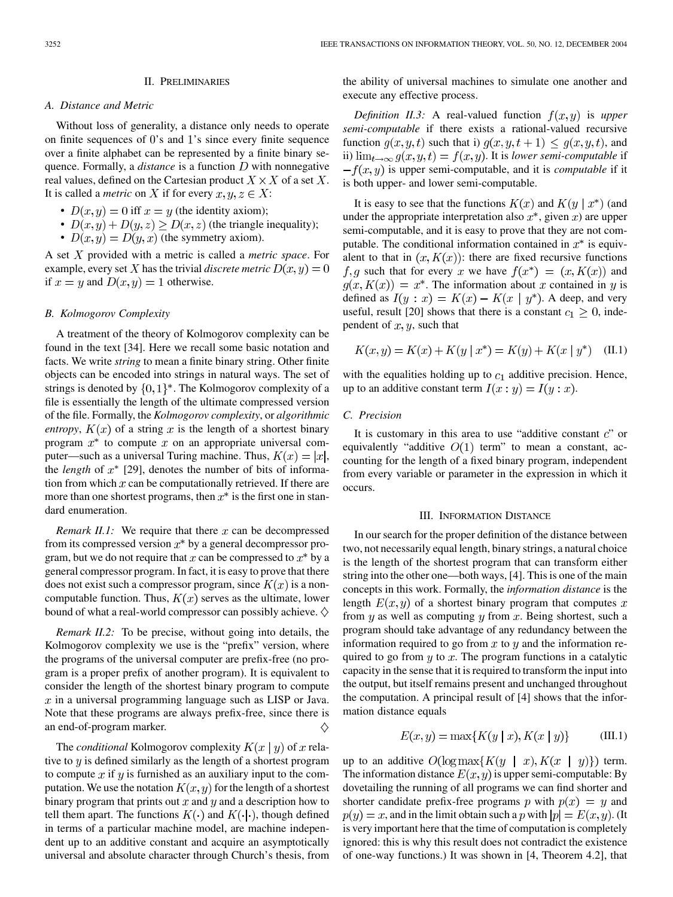## II. Preliminaries

### A. Distance and Metric

Without loss of generality, a distance only needs to operate on finite sequences of 0's and 1's since every finite sequence over a finite alphabet can be represented by a finite binary sequence. Formally, a *distance* is a function $D$ with nonnegative real values, defined on the Cartesian product $X \times X$ of a set $X$. It is called a *metric* on $X$ if for every $x, y, z \in X$:

- $D(x,y) = 0$ iff $x = y$ (the identity axiom);
- $D(x,y) + D(y,z) \geq D(x,z)$ (the triangle inequality);
- $D(x,y) = D(y,x)$ (the symmetry axiom).

A set $X$ provided with a metric is called a *metric space*. For example, every set $X$ has the trivial *discrete metric* $D(x,y) = 0$ if $x = y$ and $D(x,y) = 1$ otherwise.

### B. Kolmogorov Complexity

A treatment of the theory of Kolmogorov complexity can be found in the text [34]. Here we recall some basic notation and facts. We write *string* to mean a finite binary string. Other finite objects can be encoded into strings in natural ways. The set of strings is denoted by $\{0,1\}^*$. The Kolmogorov complexity of a file is essentially the length of the ultimate compressed version of the file. Formally, the *Kolmogorov complexity*, or *algorithmic entropy*, $K(x)$ of a string $x$ is the length of a shortest binary program $x^*$ to compute $x$ on an appropriate universal computer—such as a universal Turing machine. Thus, $K(x) = |x|$, the *length* of $x^*$ [29], denotes the number of bits of information from which $x$ can be computationally retrieved. If there are more than one shortest programs, then $x^*$ is the first one in standard enumeration.

*Remark II.1:* We require that there $x$ can be decompressed from its compressed version $x^*$ by a general decompressor program, but we do not require that $x$ can be compressed to $x^*$ by a general compressor program. In fact, it is easy to prove that there does not exist such a compressor program, since $K(x)$ is a noncomputable function. Thus, $K(x)$ serves as the ultimate, lower bound of what a real-world compressor can possibly achieve. $\diamond$

*Remark II.2:* To be precise, without going into details, the Kolmogorov complexity we use is the "prefix" version, where the programs of the universal computer are prefix-free (no program is a proper prefix of another program). It is equivalent to consider the length of the shortest binary program to compute $x$ in a universal programming language such as LISP or Java. Note that these programs are always prefix-free, since there is an end-of-program marker. $\diamond$

The *conditional* Kolmogorov complexity $K(x \mid y)$ of $x$ relative to $y$ is defined similarly as the length of a shortest program to compute $x$ if $y$ is furnished as an auxiliary input to the computation. We use the notation $K(x,y)$ for the length of a shortest binary program that prints out $x$ and $y$ and a description how to tell them apart. The functions $K(\cdot)$ and $K(\cdot|\cdot)$, though defined in terms of a particular machine model, are machine independent up to an additive constant and acquire an asymptotically universal and absolute character through Church's thesis, from the ability of universal machines to simulate one another and execute any effective process.

*Definition II.3:* A real-valued function $f(x,y)$ is *upper semi-computable* if there exists a rational-valued recursive function $g(x,y,t)$ such that i) $g(x,y,t+1) \leq g(x,y,t)$, and ii) $\lim_{t \to \infty} g(x,y,t) = f(x,y)$. It is *lower semi-computable* if $-f(x,y)$ is upper semi-computable, and it is *computable* if it is both upper- and lower semi-computable.

It is easy to see that the functions $K(x)$ and $K(y \mid x^*)$ (and under the appropriate interpretation also $x^*$, given $x$) are upper semi-computable, and it is easy to prove that they are not computable. The conditional information contained in $x^*$ is equivalent to that in $(x, K(x))$: there are fixed recursive functions $f, g$ such that for every $x$ we have $f(x^*) = (x, K(x))$ and $g(x, K(x)) = x^*$. The information about $x$ contained in $y$ is defined as $I(y : x) = K(x) - K(x \mid y^*)$. A deep, and very useful, result [20] shows that there is a constant $c_1 \geq 0$, independent of $x, y$, such that

$$K(x,y) = K(x) + K(y \mid x^*) = K(y) + K(x \mid y^*) \quad \text{(II.1)}$$

with the equalities holding up to $c_1$ additive precision. Hence, up to an additive constant term $I(x : y) = I(y : x)$.

### C. Precision

It is customary in this area to use "additive constant $c$" or equivalently "additive $O(1)$ term" to mean a constant, accounting for the length of a fixed binary program, independent from every variable or parameter in the expression in which it occurs.

## III. Information Distance

In our search for the proper definition of the distance between two, not necessarily equal length, binary strings, a natural choice is the length of the shortest program that can transform either string into the other one—both ways, [4]. This is one of the main concepts in this work. Formally, the *information distance* is the length $E(x,y)$ of a shortest binary program that computes $x$ from $y$ as well as computing $y$ from $x$. Being shortest, such a program should take advantage of any redundancy between the information required to go from $x$ to $y$ and the information required to go from $y$ to $x$. The program functions in a catalytic capacity in the sense that it is required to transform the input into the output, but itself remains present and unchanged throughout the computation. A principal result of [4] shows that the information distance equals

$$E(x,y) = \max\{K(y \mid x), K(x \mid y)\} \quad \text{(III.1)}$$

up to an additive $O(\log \max\{K(y \mid x), K(x \mid y)\})$ term. The information distance $E(x,y)$ is upper semi-computable: By dovetailing the running of all programs we can find shorter and shorter candidate prefix-free programs $p$ with $p(x) = y$ and $p(y) = x$, and in the limit obtain such a $p$ with $|p| = E(x,y)$. (It is very important here that the time of computation is completely ignored: this is why this result does not contradict the existence of one-way functions.) It was shown in [4, Theorem 4.2], that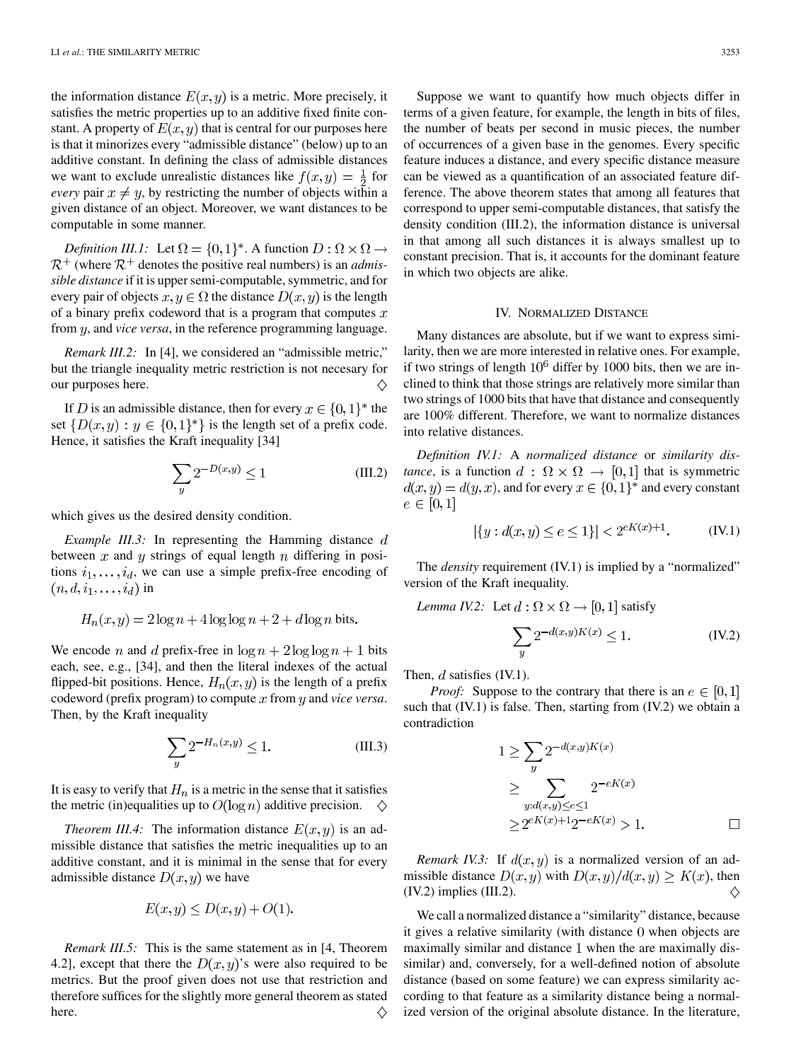the information distance $E(x,y)$ is a metric. More precisely, it satisfies the metric properties up to an additive fixed finite constant. A property of $E(x,y)$ that is central for our purposes here is that it minorizes every "admissible distance" (below) up to an additive constant. In defining the class of admissible distances we want to exclude unrealistic distances like $f(x,y) = \frac{1}{2}$ for *every* pair $x \neq y$, by restricting the number of objects within a given distance of an object. Moreover, we want distances to be computable in some manner.

*Definition III.1:* Let $\Omega = \{0,1\}^*$. A function $D : \Omega \times \Omega \rightarrow \mathcal{R}^+$ (where $\mathcal{R}^+$ denotes the positive real numbers) is an *admissible distance* if it is upper semi-computable, symmetric, and for every pair of objects $x, y \in \Omega$ the distance $D(x,y)$ is the length of a binary prefix codeword that is a program that computes $x$ from $y$, and *vice versa*, in the reference programming language.

*Remark III.2:* In [4], we considered an "admissible metric," but the triangle inequality metric restriction is not necesary for our purposes here. ◇

If $D$ is an admissible distance, then for every $x \in \{0,1\}^*$ the set $\{D(x,y) : y \in \{0,1\}^*\}$ is the length set of a prefix code. Hence, it satisfies the Kraft inequality [34]

$$\sum_y 2^{-D(x,y)} \leq 1 \tag{III.2}$$

which gives us the desired density condition.

*Example III.3:* In representing the Hamming distance $d$ between $x$ and $y$ strings of equal length $n$ differing in positions $i_1, \ldots, i_d$, we can use a simple prefix-free encoding of $(n, d, i_1, \ldots, i_d)$ in

$$H_n(x,y) = 2\log n + 4\log\log n + 2 + d\log n \text{ bits.}$$

We encode $n$ and $d$ prefix-free in $\log n + 2\log\log n + 1$ bits each, see, e.g., [34], and then the literal indexes of the actual flipped-bit positions. Hence, $H_n(x,y)$ is the length of a prefix codeword (prefix program) to compute $x$ from $y$ and *vice versa*. Then, by the Kraft inequality

$$\sum_y 2^{-H_n(x,y)} \leq 1. \tag{III.3}$$

It is easy to verify that $H_n$ is a metric in the sense that it satisfies the metric (in)equalities up to $O(\log n)$ additive precision. ◇

*Theorem III.4:* The information distance $E(x,y)$ is an admissible distance that satisfies the metric inequalities up to an additive constant, and it is minimal in the sense that for every admissible distance $D(x,y)$ we have

$$E(x,y) \leq D(x,y) + O(1).$$

*Remark III.5:* This is the same statement as in [4, Theorem 4.2], except that there the $D(x,y)$'s were also required to be metrics. But the proof given does not use that restriction and therefore suffices for the slightly more general theorem as stated here. ◇

Suppose we want to quantify how much objects differ in terms of a given feature, for example, the length in bits of files, the number of beats per second in music pieces, the number of occurrences of a given base in the genomes. Every specific feature induces a distance, and every specific distance measure can be viewed as a quantification of an associated feature difference. The above theorem states that among all features that correspond to upper semi-computable distances, that satisfy the density condition (III.2), the information distance is universal in that among all such distances it is always smallest up to constant precision. That is, it accounts for the dominant feature in which two objects are alike.

## IV. Normalized Distance

Many distances are absolute, but if we want to express similarity, then we are more interested in relative ones. For example, if two strings of length $10^6$ differ by 1000 bits, then we are inclined to think that those strings are relatively more similar than two strings of 1000 bits that have that distance and consequently are 100% different. Therefore, we want to normalize distances into relative distances.

*Definition IV.1:* A *normalized distance* or *similarity distance*, is a function $d : \Omega \times \Omega \rightarrow [0,1]$ that is symmetric $d(x,y) = d(y,x)$, and for every $x \in \{0,1\}^*$ and every constant $e \in [0,1]$

$$|\{y : d(x,y) \leq e \leq 1\}| < 2^{eK(x)+1}. \tag{IV.1}$$

The *density* requirement (IV.1) is implied by a "normalized" version of the Kraft inequality.

*Lemma IV.2:* Let $d : \Omega \times \Omega \rightarrow [0,1]$ satisfy

$$\sum_y 2^{-d(x,y)K(x)} \leq 1. \tag{IV.2}$$

Then, $d$ satisfies (IV.1).

*Proof:* Suppose to the contrary that there is an $e \in [0,1]$ such that (IV.1) is false. Then, starting from (IV.2) we obtain a contradiction

$$\begin{aligned} 1 &\geq \sum_y 2^{-d(x,y)K(x)} \\ &\geq \sum_{y: d(x,y) \leq e \leq 1} 2^{-eK(x)} \\ &\geq 2^{eK(x)+1} 2^{-eK(x)} > 1. \end{aligned}$$

□

*Remark IV.3:* If $d(x,y)$ is a normalized version of an admissible distance $D(x,y)$ with $D(x,y)/d(x,y) \geq K(x)$, then (IV.2) implies (III.2). ◇

We call a normalized distance a "similarity" distance, because it gives a relative similarity (with distance 0 when objects are maximally similar and distance 1 when the are maximally dissimilar) and, conversely, for a well-defined notion of absolute distance (based on some feature) we can express similarity according to that feature as a similarity distance being a normalized version of the original absolute distance. In the literature,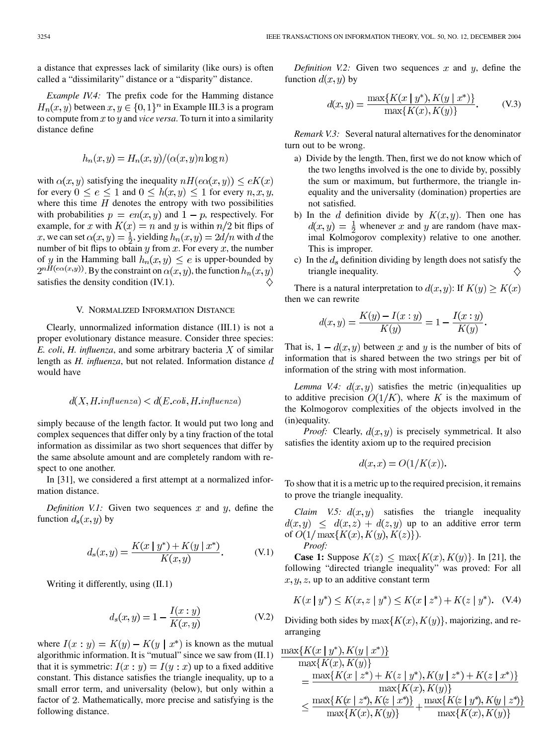a distance that expresses lack of similarity (like ours) is often called a "dissimilarity" distance or a "disparity" distance.

*Example IV.4:* The prefix code for the Hamming distance $H_n(x, y)$ between $x, y \in \{0,1\}^n$ in Example III.3 is a program to compute from $x$ to $y$ and *vice versa*. To turn it into a similarity distance define

$$h_n(x, y) = H_n(x, y)/(\alpha(x, y) n \log n)$$

with $\alpha(x, y)$ satisfying the inequality $nH(e\alpha(x, y)) \leq eK(x)$ for every $0 \leq e \leq 1$ and $0 \leq h(x, y) \leq 1$ for every $n, x, y$, where this time $H$ denotes the entropy with two possibilities with probabilities $p = en(x, y)$ and $1 - p$, respectively. For example, for $x$ with $K(x) = n$ and $y$ is within $n/2$ bit flips of $x$, we can set $\alpha(x, y) = \frac{1}{2}$, yielding $h_n(x, y) = 2d/n$ with $d$ the number of bit flips to obtain $y$ from $x$. For every $x$, the number of $y$ in the Hamming ball $h_n(x, y) \leq e$ is upper-bounded by $2^{nH(e\alpha(x,y))}$. By the constraint on $\alpha(x, y)$, the function $h_n(x, y)$ satisfies the density condition (IV.1). ◇

## V. Normalized Information Distance

Clearly, unnormalized information distance (III.1) is not a proper evolutionary distance measure. Consider three species: *E. coli*, *H. influenza*, and some arbitrary bacteria $X$ of similar length as *H. influenza*, but not related. Information distance $d$ would have

$$d(X, H.influenza) < d(E.coli, H.influenza)$$

simply because of the length factor. It would put two long and complex sequences that differ only by a tiny fraction of the total information as dissimilar as two short sequences that differ by the same absolute amount and are completely random with respect to one another.

In [31], we considered a first attempt at a normalized information distance.

*Definition V.1:* Given two sequences $x$ and $y$, define the function $d_s(x, y)$ by

$$d_s(x, y) = \frac{K(x \mid y^*) + K(y \mid x^*)}{K(x, y)}. \tag{V.1}$$

Writing it differently, using (II.1)

$$d_s(x, y) = 1 - \frac{I(x : y)}{K(x, y)} \tag{V.2}$$

where $I(x : y) = K(y) - K(y \mid x^*)$ is known as the mutual algorithmic information. It is "mutual" since we saw from (II.1) that it is symmetric: $I(x : y) = I(y : x)$ up to a fixed additive constant. This distance satisfies the triangle inequality, up to a small error term, and universality (below), but only within a factor of 2. Mathematically, more precise and satisfying is the following distance.

*Definition V.2:* Given two sequences $x$ and $y$, define the function $d(x, y)$ by

$$d(x, y) = \frac{\max\{K(x \mid y^*), K(y \mid x^*)\}}{\max\{K(x), K(y)\}}. \tag{V.3}$$

*Remark V.3:* Several natural alternatives for the denominator turn out to be wrong.

a) Divide by the length. Then, first we do not know which of the two lengths involved is the one to divide by, possibly the sum or maximum, but furthermore, the triangle inequality and the universality (domination) properties are not satisfied.

b) In the $d$ definition divide by $K(x, y)$. Then one has $d(x, y) = \frac{1}{2}$ whenever $x$ and $y$ are random (have maximal Kolmogorov complexity) relative to one another. This is improper.

c) In the $d_s$ definition dividing by length does not satisfy the triangle inequality. ◇

There is a natural interpretation to $d(x, y)$: If $K(y) \geq K(x)$ then we can rewrite

$$d(x, y) = \frac{K(y) - I(x : y)}{K(y)} = 1 - \frac{I(x : y)}{K(y)}.$$

That is, $1 - d(x, y)$ between $x$ and $y$ is the number of bits of information that is shared between the two strings per bit of information of the string with most information.

*Lemma V.4:* $d(x, y)$ satisfies the metric (in)equalities up to additive precision $O(1/K)$, where $K$ is the maximum of the Kolmogorov complexities of the objects involved in the (in)equality.

*Proof:* Clearly, $d(x, y)$ is precisely symmetrical. It also satisfies the identity axiom up to the required precision

$$d(x, x) = O(1/K(x)).$$

To show that it is a metric up to the required precision, it remains to prove the triangle inequality.

*Claim V.5:* $d(x, y)$ satisfies the triangle inequality $d(x, y) \leq d(x, z) + d(z, y)$ up to an additive error term of $O(1/\max\{K(x), K(y), K(z)\})$.

*Proof:*

**Case 1:** Suppose $K(z) \leq \max\{K(x), K(y)\}$. In [21], the following "directed triangle inequality" was proved: For all $x, y, z$, up to an additive constant term

$$K(x \mid y^*) \leq K(x, z \mid y^*) \leq K(x \mid z^*) + K(z \mid y^*). \tag{V.4}$$

Dividing both sides by $\max\{K(x), K(y)\}$, majorizing, and rearranging

$$\begin{aligned}
\frac{\max\{K(x \mid y^*), K(y \mid x^*)\}}{\max\{K(x), K(y)\}} &= \frac{\max\{K(x \mid z^*) + K(z \mid y^*), K(y \mid z^*) + K(z \mid x^*)\}}{\max\{K(x), K(y)\}} \\
&\leq \frac{\max\{K(x \mid z^*), K(z \mid x^*)\}}{\max\{K(x), K(y)\}} + \frac{\max\{K(z \mid y^*), K(y \mid z^*)\}}{\max\{K(x), K(y)\}}
\end{aligned}$$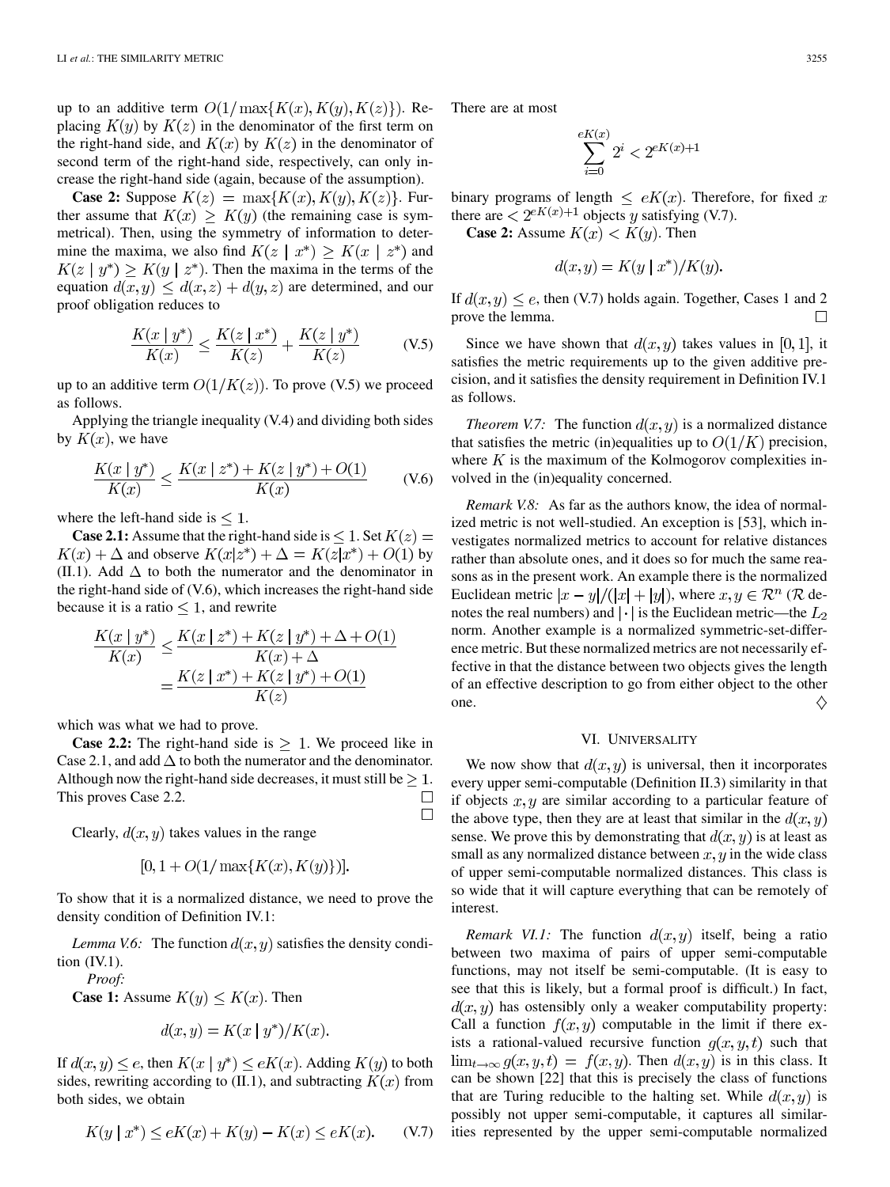up to an additive term $O(1/\max\{K(x), K(y), K(z)\})$. Replacing $K(y)$ by $K(z)$ in the denominator of the first term on the right-hand side, and $K(x)$ by $K(z)$ in the denominator of second term of the right-hand side, respectively, can only increase the right-hand side (again, because of the assumption).

**Case 2:** Suppose $K(z) = \max\{K(x), K(y), K(z)\}$. Further assume that $K(x) \geq K(y)$ (the remaining case is symmetrical). Then, using the symmetry of information to determine the maxima, we also find $K(z \mid x^*) \geq K(x \mid z^*)$ and $K(z \mid y^*) \geq K(y \mid z^*)$. Then the maxima in the terms of the equation $d(x,y) \leq d(x,z) + d(y,z)$ are determined, and our proof obligation reduces to

$$\frac{K(x \mid y^*)}{K(x)} \leq \frac{K(z \mid x^*)}{K(z)} + \frac{K(z \mid y^*)}{K(z)} \tag{V.5}$$

up to an additive term $O(1/K(z))$. To prove (V.5) we proceed as follows.

Applying the triangle inequality (V.4) and dividing both sides by $K(x)$, we have

$$\frac{K(x \mid y^*)}{K(x)} \leq \frac{K(x \mid z^*) + K(z \mid y^*) + O(1)}{K(x)} \tag{V.6}$$

where the left-hand side is $\leq 1$.

**Case 2.1:** Assume that the right-hand side is $\leq 1$. Set $K(z) = K(x) + \Delta$ and observe $K(x|z^*) + \Delta = K(z|x^*) + O(1)$ by (II.1). Add $\Delta$ to both the numerator and the denominator in the right-hand side of (V.6), which increases the right-hand side because it is a ratio $\leq 1$, and rewrite

$$\begin{aligned}\frac{K(x \mid y^*)}{K(x)} &\leq \frac{K(x \mid z^*) + K(z \mid y^*) + \Delta + O(1)}{K(x) + \Delta} \\ &= \frac{K(z \mid x^*) + K(z \mid y^*) + O(1)}{K(z)}\end{aligned}$$

which was what we had to prove.

**Case 2.2:** The right-hand side is $\geq 1$. We proceed like in Case 2.1, and add $\Delta$ to both the numerator and the denominator. Although now the right-hand side decreases, it must still be $\geq 1$. This proves Case 2.2. □

□

Clearly, $d(x,y)$ takes values in the range

$$[0, 1 + O(1/\max\{K(x), K(y)\})].$$

To show that it is a normalized distance, we need to prove the density condition of Definition IV.1:

*Lemma V.6:* The function $d(x,y)$ satisfies the density condition (IV.1).

*Proof:*

**Case 1:** Assume $K(y) \leq K(x)$. Then

$$d(x,y) = K(x \mid y^*)/K(x).$$

If $d(x,y) \leq e$, then $K(x \mid y^*) \leq eK(x)$. Adding $K(y)$ to both sides, rewriting according to (II.1), and subtracting $K(x)$ from both sides, we obtain

$$K(y \mid x^*) \leq eK(x) + K(y) - K(x) \leq eK(x). \tag{V.7}$$

There are at most

$$\sum_{i=0}^{eK(x)} 2^i < 2^{eK(x)+1}$$

binary programs of length $\leq eK(x)$. Therefore, for fixed $x$ there are $< 2^{eK(x)+1}$ objects $y$ satisfying (V.7).

**Case 2:** Assume $K(x) < K(y)$. Then

$$d(x,y) = K(y \mid x^*)/K(y).$$

If $d(x,y) \leq e$, then (V.7) holds again. Together, Cases 1 and 2 prove the lemma. □

Since we have shown that $d(x,y)$ takes values in $[0,1]$, it satisfies the metric requirements up to the given additive precision, and it satisfies the density requirement in Definition IV.1 as follows.

*Theorem V.7:* The function $d(x,y)$ is a normalized distance that satisfies the metric (in)equalities up to $O(1/K)$ precision, where $K$ is the maximum of the Kolmogorov complexities involved in the (in)equality concerned.

*Remark V.8:* As far as the authors know, the idea of normalized metric is not well-studied. An exception is [53], which investigates normalized metrics to account for relative distances rather than absolute ones, and it does so for much the same reasons as in the present work. An example there is the normalized Euclidean metric $|x-y|/(|x|+|y|)$, where $x, y \in \mathcal{R}^n$ ($\mathcal{R}$ denotes the real numbers) and $|\cdot|$ is the Euclidean metric—the $L_2$ norm. Another example is a normalized symmetric-set-difference metric. But these normalized metrics are not necessarily effective in that the distance between two objects gives the length of an effective description to go from either object to the other one. ◊

## VI. Universality

We now show that $d(x,y)$ is universal, then it incorporates every upper semi-computable (Definition II.3) similarity in that if objects $x,y$ are similar according to a particular feature of the above type, then they are at least that similar in the $d(x,y)$ sense. We prove this by demonstrating that $d(x,y)$ is at least as small as any normalized distance between $x,y$ in the wide class of upper semi-computable normalized distances. This class is so wide that it will capture everything that can be remotely of interest.

*Remark VI.1:* The function $d(x,y)$ itself, being a ratio between two maxima of pairs of upper semi-computable functions, may not itself be semi-computable. (It is easy to see that this is likely, but a formal proof is difficult.) In fact, $d(x,y)$ has ostensibly only a weaker computability property: Call a function $f(x,y)$ computable in the limit if there exists a rational-valued recursive function $g(x,y,t)$ such that $\lim_{t\to\infty} g(x,y,t) = f(x,y)$. Then $d(x,y)$ is in this class. It can be shown [22] that this is precisely the class of functions that are Turing reducible to the halting set. While $d(x,y)$ is possibly not upper semi-computable, it captures all similarities represented by the upper semi-computable normalized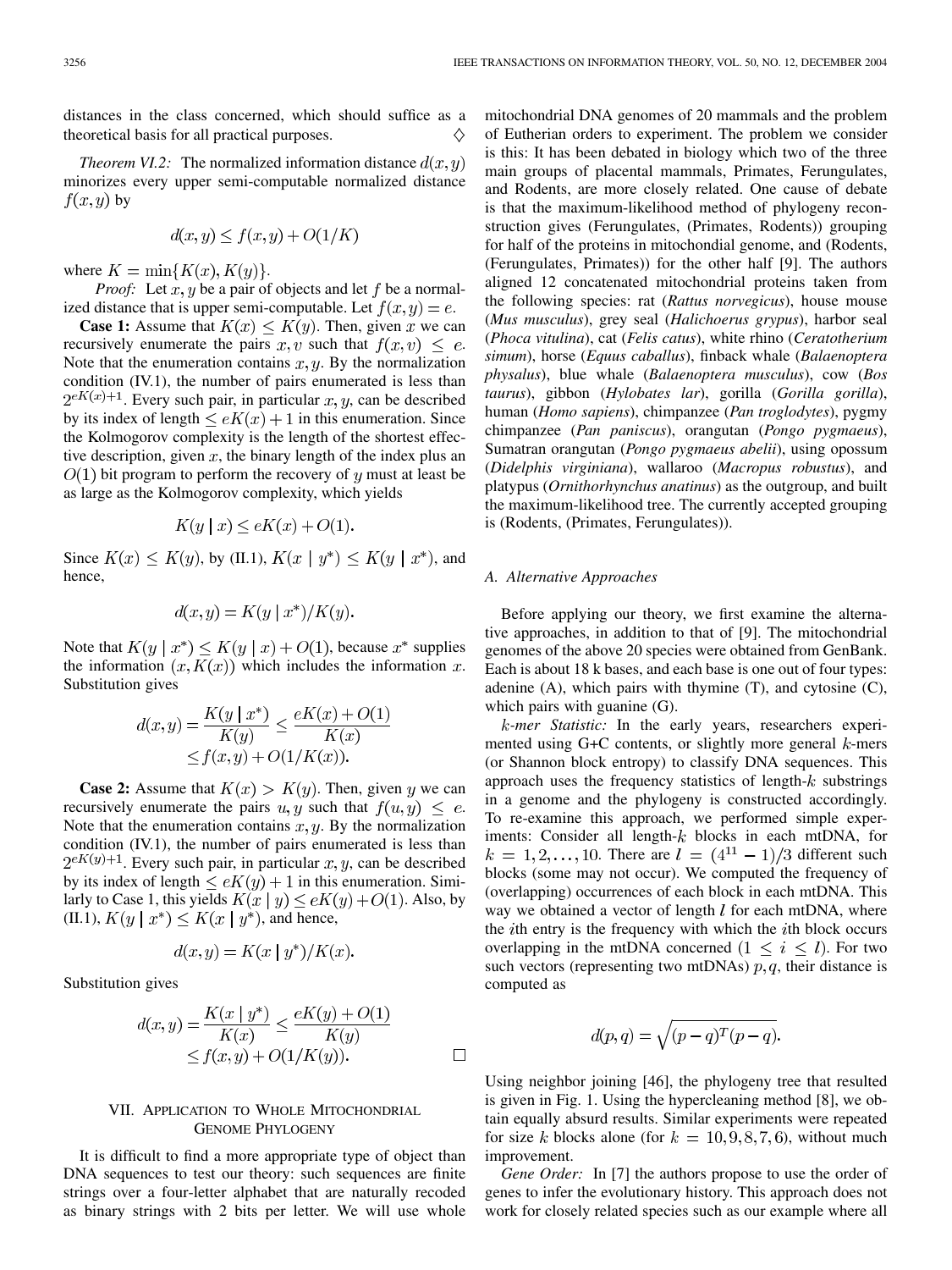distances in the class concerned, which should suffice as a theoretical basis for all practical purposes. ◇

*Theorem VI.2:* The normalized information distance $d(x,y)$ minorizes every upper semi-computable normalized distance $f(x,y)$ by

$$d(x,y) \le f(x,y) + O(1/K)$$

where $K = \min\{K(x), K(y)\}$.

*Proof:* Let $x,y$ be a pair of objects and let $f$ be a normalized distance that is upper semi-computable. Let $f(x,y) = e$.

**Case 1:** Assume that $K(x) \le K(y)$. Then, given $x$ we can recursively enumerate the pairs $x,v$ such that $f(x,v) \le e$. Note that the enumeration contains $x,y$. By the normalization condition (IV.1), the number of pairs enumerated is less than $2^{eK(x)+1}$. Every such pair, in particular $x,y$, can be described by its index of length $\le eK(x)+1$ in this enumeration. Since the Kolmogorov complexity is the length of the shortest effective description, given $x$, the binary length of the index plus an $O(1)$ bit program to perform the recovery of $y$ must at least be as large as the Kolmogorov complexity, which yields

$$K(y \mid x) \le eK(x) + O(1).$$

Since $K(x) \le K(y)$, by (II.1), $K(x \mid y^*) \le K(y \mid x^*)$, and hence,

$$d(x,y) = K(y \mid x^*)/K(y).$$

Note that $K(y \mid x^*) \le K(y \mid x) + O(1)$, because $x^*$ supplies the information $(x, K(x))$ which includes the information $x$. Substitution gives

$$d(x,y) = \frac{K(y \mid x^*)}{K(y)} \le \frac{eK(x)+O(1)}{K(x)} \le f(x,y) + O(1/K(x)).$$

**Case 2:** Assume that $K(x) > K(y)$. Then, given $y$ we can recursively enumerate the pairs $u,y$ such that $f(u,y) \le e$. Note that the enumeration contains $x,y$. By the normalization condition (IV.1), the number of pairs enumerated is less than $2^{eK(y)+1}$. Every such pair, in particular $x,y$, can be described by its index of length $\le eK(y)+1$ in this enumeration. Similarly to Case 1, this yields $K(x \mid y) \le eK(y) + O(1)$. Also, by (II.1), $K(y \mid x^*) \le K(x \mid y^*)$, and hence,

$$d(x,y) = K(x \mid y^*)/K(x).$$

Substitution gives

$$d(x,y) = \frac{K(x \mid y^*)}{K(x)} \le \frac{eK(y)+O(1)}{K(y)} \le f(x,y) + O(1/K(y)).$$

□

## VII. Application to Whole Mitochondrial Genome Phylogeny

It is difficult to find a more appropriate type of object than DNA sequences to test our theory: such sequences are finite strings over a four-letter alphabet that are naturally recoded as binary strings with 2 bits per letter. We will use whole mitochondrial DNA genomes of 20 mammals and the problem of Eutherian orders to experiment. The problem we consider is this: It has been debated in biology which two of the three main groups of placental mammals, Primates, Ferungulates, and Rodents, are more closely related. One cause of debate is that the maximum-likelihood method of phylogeny reconstruction gives (Ferungulates, (Primates, Rodents)) grouping for half of the proteins in mitochondial genome, and (Rodents, (Ferungulates, Primates)) for the other half [9]. The authors aligned 12 concatenated mitochondrial proteins taken from the following species: rat (*Rattus norvegicus*), house mouse (*Mus musculus*), grey seal (*Halichoerus grypus*), harbor seal (*Phoca vitulina*), cat (*Felis catus*), white rhino (*Ceratotherium simum*), horse (*Equus caballus*), finback whale (*Balaenoptera physalus*), blue whale (*Balaenoptera musculus*), cow (*Bos taurus*), gibbon (*Hylobates lar*), gorilla (*Gorilla gorilla*), human (*Homo sapiens*), chimpanzee (*Pan troglodytes*), pygmy chimpanzee (*Pan paniscus*), orangutan (*Pongo pygmaeus*), Sumatran orangutan (*Pongo pygmaeus abelii*), using opossum (*Didelphis virginiana*), wallaroo (*Macropus robustus*), and platypus (*Ornithorhynchus anatinus*) as the outgroup, and built the maximum-likelihood tree. The currently accepted grouping is (Rodents, (Primates, Ferungulates)).

### A. Alternative Approaches

Before applying our theory, we first examine the alternative approaches, in addition to that of [9]. The mitochondrial genomes of the above 20 species were obtained from GenBank. Each is about 18 k bases, and each base is one out of four types: adenine (A), which pairs with thymine (T), and cytosine (C), which pairs with guanine (G).

*$k$-mer Statistic:* In the early years, researchers experimented using G+C contents, or slightly more general $k$-mers (or Shannon block entropy) to classify DNA sequences. This approach uses the frequency statistics of length-$k$ substrings in a genome and the phylogeny is constructed accordingly. To re-examine this approach, we performed simple experiments: Consider all length-$k$ blocks in each mtDNA, for $k = 1, 2, \ldots, 10$. There are $l = (4^{11} - 1)/3$ different such blocks (some may not occur). We computed the frequency of (overlapping) occurrences of each block in each mtDNA. This way we obtained a vector of length $l$ for each mtDNA, where the $i$th entry is the frequency with which the $i$th block occurs overlapping in the mtDNA concerned ($1 \le i \le l$). For two such vectors (representing two mtDNAs) $p, q$, their distance is computed as

$$d(p,q) = \sqrt{(p-q)^T(p-q)}.$$

Using neighbor joining [46], the phylogeny tree that resulted is given in Fig. 1. Using the hypercleaning method [8], we obtain equally absurd results. Similar experiments were repeated for size $k$ blocks alone (for $k = 10, 9, 8, 7, 6$), without much improvement.

*Gene Order:* In [7] the authors propose to use the order of genes to infer the evolutionary history. This approach does not work for closely related species such as our example where all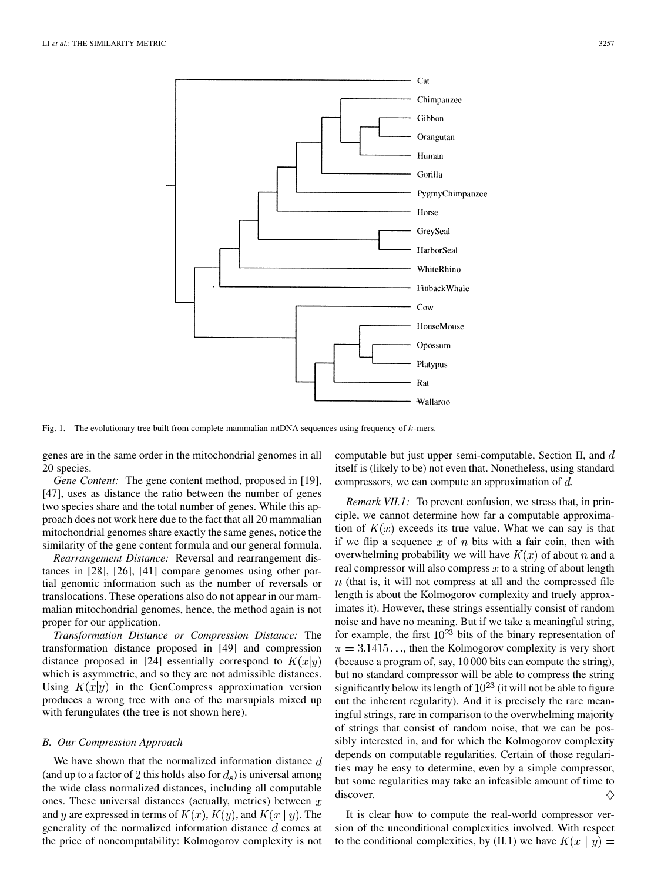Fig. 1. The evolutionary tree built from complete mammalian mtDNA sequences using frequency of $k$-mers.

genes are in the same order in the mitochondrial genomes in all 20 species.

*Gene Content:* The gene content method, proposed in [19], [47], uses as distance the ratio between the number of genes two species share and the total number of genes. While this approach does not work here due to the fact that all 20 mammalian mitochondrial genomes share exactly the same genes, notice the similarity of the gene content formula and our general formula.

*Rearrangement Distance:* Reversal and rearrangement distances in [28], [26], [41] compare genomes using other partial genomic information such as the number of reversals or translocations. These operations also do not appear in our mammalian mitochondrial genomes, hence, the method again is not proper for our application.

*Transformation Distance or Compression Distance:* The transformation distance proposed in [49] and compression distance proposed in [24] essentially correspond to $K(x|y)$ which is asymmetric, and so they are not admissible distances. Using $K(x|y)$ in the GenCompress approximation version produces a wrong tree with one of the marsupials mixed up with ferungulates (the tree is not shown here).

### B. Our Compression Approach

We have shown that the normalized information distance $d$ (and up to a factor of 2 this holds also for $d_s$) is universal among the wide class normalized distances, including all computable ones. These universal distances (actually, metrics) between $x$ and $y$ are expressed in terms of $K(x)$, $K(y)$, and $K(x \mid y)$. The generality of the normalized information distance $d$ comes at the price of noncomputability: Kolmogorov complexity is not computable but just upper semi-computable, Section II, and $d$ itself is (likely to be) not even that. Nonetheless, using standard compressors, we can compute an approximation of $d$.

*Remark VII.1:* To prevent confusion, we stress that, in principle, we cannot determine how far a computable approximation of $K(x)$ exceeds its true value. What we can say is that if we flip a sequence $x$ of $n$ bits with a fair coin, then with overwhelming probability we will have $K(x)$ of about $n$ and a real compressor will also compress $x$ to a string of about length $n$ (that is, it will not compress at all and the compressed file length is about the Kolmogorov complexity and truely approximates it). However, these strings essentially consist of random noise and have no meaning. But if we take a meaningful string, for example, the first $10^{23}$ bits of the binary representation of $\pi = 3.1415\ldots$, then the Kolmogorov complexity is very short (because a program of, say, 10 000 bits can compute the string), but no standard compressor will be able to compress the string significantly below its length of $10^{23}$ (it will not be able to figure out the inherent regularity). And it is precisely the rare meaningful strings, rare in comparison to the overwhelming majority of strings that consist of random noise, that we can be possibly interested in, and for which the Kolmogorov complexity depends on computable regularities. Certain of those regularities may be easy to determine, even by a simple compressor, but some regularities may take an infeasible amount of time to discover. ◊

It is clear how to compute the real-world compressor version of the unconditional complexities involved. With respect to the conditional complexities, by (II.1) we have $K(x \mid y) =$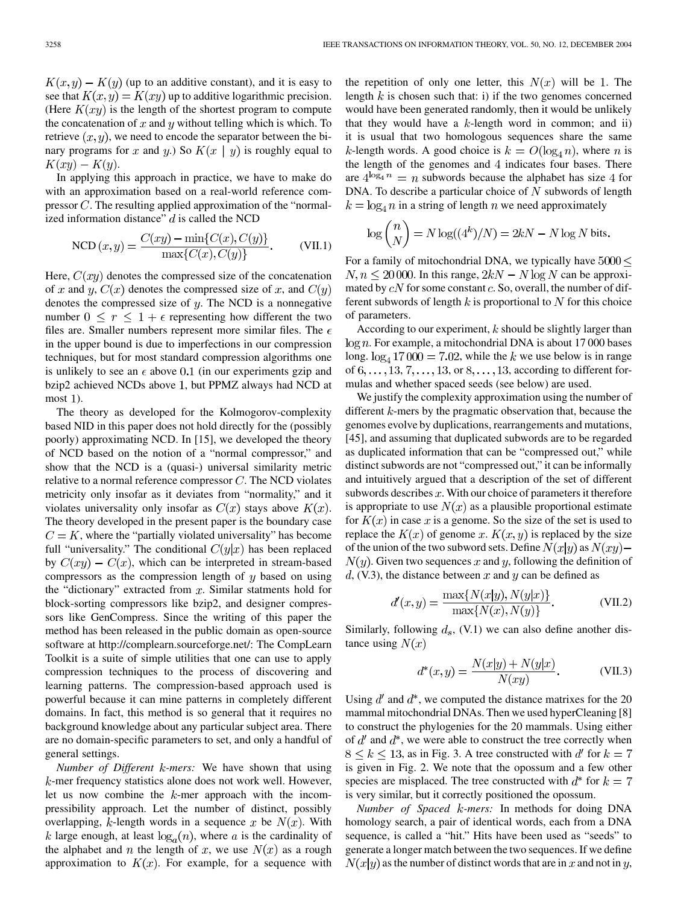$K(x,y) - K(y)$ (up to an additive constant), and it is easy to see that $K(x,y) = K(xy)$ up to additive logarithmic precision. (Here $K(xy)$ is the length of the shortest program to compute the concatenation of $x$ and $y$ without telling which is which. To retrieve $(x,y)$, we need to encode the separator between the binary programs for $x$ and $y$.) So $K(x \mid y)$ is roughly equal to $K(xy) - K(y)$.

In applying this approach in practice, we have to make do with an approximation based on a real-world reference compressor $C$. The resulting applied approximation of the "normalized information distance" $d$ is called the NCD

$$\text{NCD}(x,y) = \frac{C(xy) - \min\{C(x), C(y)\}}{\max\{C(x), C(y)\}}. \quad \text{(VII.1)}$$

Here, $C(xy)$ denotes the compressed size of the concatenation of $x$ and $y$, $C(x)$ denotes the compressed size of $x$, and $C(y)$ denotes the compressed size of $y$. The NCD is a nonnegative number $0 \le r \le 1 + \epsilon$ representing how different the two files are. Smaller numbers represent more similar files. The $\epsilon$ in the upper bound is due to imperfections in our compression techniques, but for most standard compression algorithms one is unlikely to see an $\epsilon$ above $0.1$ (in our experiments gzip and bzip2 achieved NCDs above 1, but PPMZ always had NCD at most 1).

The theory as developed for the Kolmogorov-complexity based NID in this paper does not hold directly for the (possibly poorly) approximating NCD. In [15], we developed the theory of NCD based on the notion of a "normal compressor," and show that the NCD is a (quasi-) universal similarity metric relative to a normal reference compressor $C$. The NCD violates metricity only insofar as it deviates from "normality," and it violates universality only insofar as $C(x)$ stays above $K(x)$. The theory developed in the present paper is the boundary case $C = K$, where the "partially violated universality" has become full "universality." The conditional $C(y|x)$ has been replaced by $C(xy) - C(x)$, which can be interpreted in stream-based compressors as the compression length of $y$ based on using the "dictionary" extracted from $x$. Similar statments hold for block-sorting compressors like bzip2, and designer compressors like GenCompress. Since the writing of this paper the method has been released in the public domain as open-source software at http://complearn.sourceforge.net/: The CompLearn Toolkit is a suite of simple utilities that one can use to apply compression techniques to the process of discovering and learning patterns. The compression-based approach used is powerful because it can mine patterns in completely different domains. In fact, this method is so general that it requires no background knowledge about any particular subject area. There are no domain-specific parameters to set, and only a handful of general settings.

*Number of Different $k$-mers:* We have shown that using $k$-mer frequency statistics alone does not work well. However, let us now combine the $k$-mer approach with the incompressibility approach. Let the number of distinct, possibly overlapping, $k$-length words in a sequence $x$ be $N(x)$. With $k$ large enough, at least $\log_a(n)$, where $a$ is the cardinality of the alphabet and $n$ the length of $x$, we use $N(x)$ as a rough approximation to $K(x)$. For example, for a sequence with the repetition of only one letter, this $N(x)$ will be 1. The length $k$ is chosen such that: i) if the two genomes concerned would have been generated randomly, then it would be unlikely that they would have a $k$-length word in common; and ii) it is usual that two homologous sequences share the same $k$-length words. A good choice is $k = O(\log_4 n)$, where $n$ is the length of the genomes and 4 indicates four bases. There are $4^{\log_4 n} = n$ subwords because the alphabet has size 4 for DNA. To describe a particular choice of $N$ subwords of length $k = \log_4 n$ in a string of length $n$ we need approximately

$$\log \binom{n}{N} = N \log((4^k)/N) = 2kN - N \log N \text{ bits}.$$

For a family of mitochondrial DNA, we typically have $5000 \le N, n \le 20\,000$. In this range, $2kN - N\log N$ can be approximated by $cN$ for some constant $c$. So, overall, the number of different subwords of length $k$ is proportional to $N$ for this choice of parameters.

According to our experiment, $k$ should be slightly larger than $\log n$. For example, a mitochondrial DNA is about 17 000 bases long. $\log_4 17\,000 = 7.02$, while the $k$ we use below is in range of $6, \ldots, 13, 7, \ldots, 13$, or $8, \ldots, 13$, according to different formulas and whether spaced seeds (see below) are used.

We justify the complexity approximation using the number of different $k$-mers by the pragmatic observation that, because the genomes evolve by duplications, rearrangements and mutations, [45], and assuming that duplicated subwords are to be regarded as duplicated information that can be "compressed out," while distinct subwords are not "compressed out," it can be informally and intuitively argued that a description of the set of different subwords describes $x$. With our choice of parameters it therefore is appropriate to use $N(x)$ as a plausible proportional estimate for $K(x)$ in case $x$ is a genome. So the size of the set is used to replace the $K(x)$ of genome $x$. $K(x,y)$ is replaced by the size of the union of the two subword sets. Define $N(x|y)$ as $N(xy) - N(y)$. Given two sequences $x$ and $y$, following the definition of $d$, (V.3), the distance between $x$ and $y$ can be defined as

$$d'(x,y) = \frac{\max\{N(x|y), N(y|x)\}}{\max\{N(x), N(y)\}}. \quad \text{(VII.2)}$$

Similarly, following $d_s$, (V.1) we can also define another distance using $N(x)$

$$d^*(x,y) = \frac{N(x|y) + N(y|x)}{N(xy)}. \quad \text{(VII.3)}$$

Using $d'$ and $d^*$, we computed the distance matrixes for the 20 mammal mitochondrial DNAs. Then we used hyperCleaning [8] to construct the phylogenies for the 20 mammals. Using either of $d'$ and $d^*$, we were able to construct the tree correctly when $8 \le k \le 13$, as in Fig. 3. A tree constructed with $d'$ for $k = 7$ is given in Fig. 2. We note that the opossum and a few other species are misplaced. The tree constructed with $d^*$ for $k = 7$ is very similar, but it correctly positioned the opossum.

*Number of Spaced $k$-mers:* In methods for doing DNA homology search, a pair of identical words, each from a DNA sequence, is called a "hit." Hits have been used as "seeds" to generate a longer match between the two sequences. If we define $N(x|y)$ as the number of distinct words that are in $x$ and not in $y$,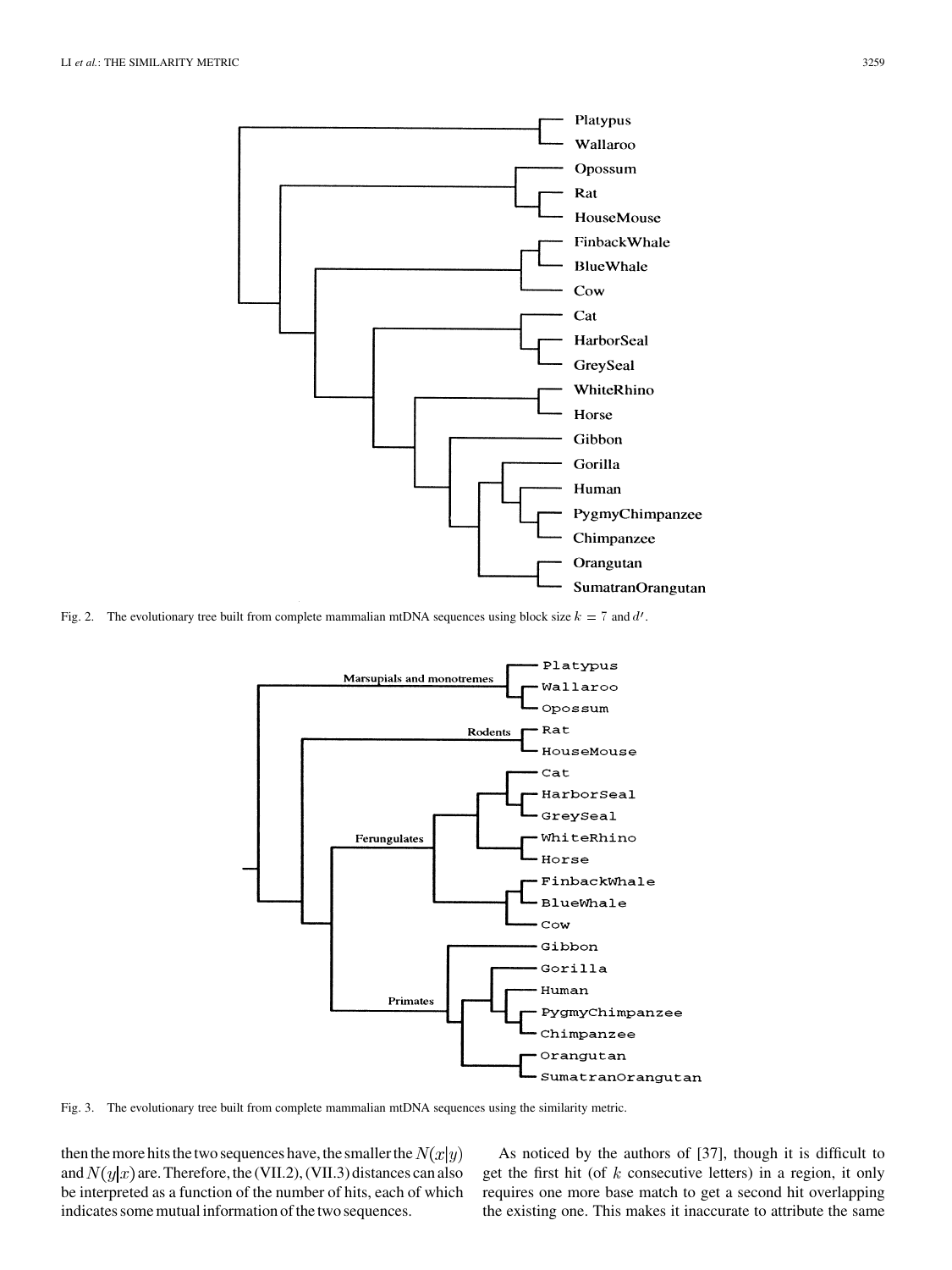Fig. 2. The evolutionary tree built from complete mammalian mtDNA sequences using block size $k = 7$ and $d'$.

Fig. 3. The evolutionary tree built from complete mammalian mtDNA sequences using the similarity metric.

then the more hits the two sequences have, the smaller the $N(x|y)$ and $N(y|x)$ are. Therefore, the (VII.2), (VII.3) distances can also be interpreted as a function of the number of hits, each of which indicates some mutual information of the two sequences.

As noticed by the authors of [37], though it is difficult to get the first hit (of $k$ consecutive letters) in a region, it only requires one more base match to get a second hit overlapping the existing one. This makes it inaccurate to attribute the same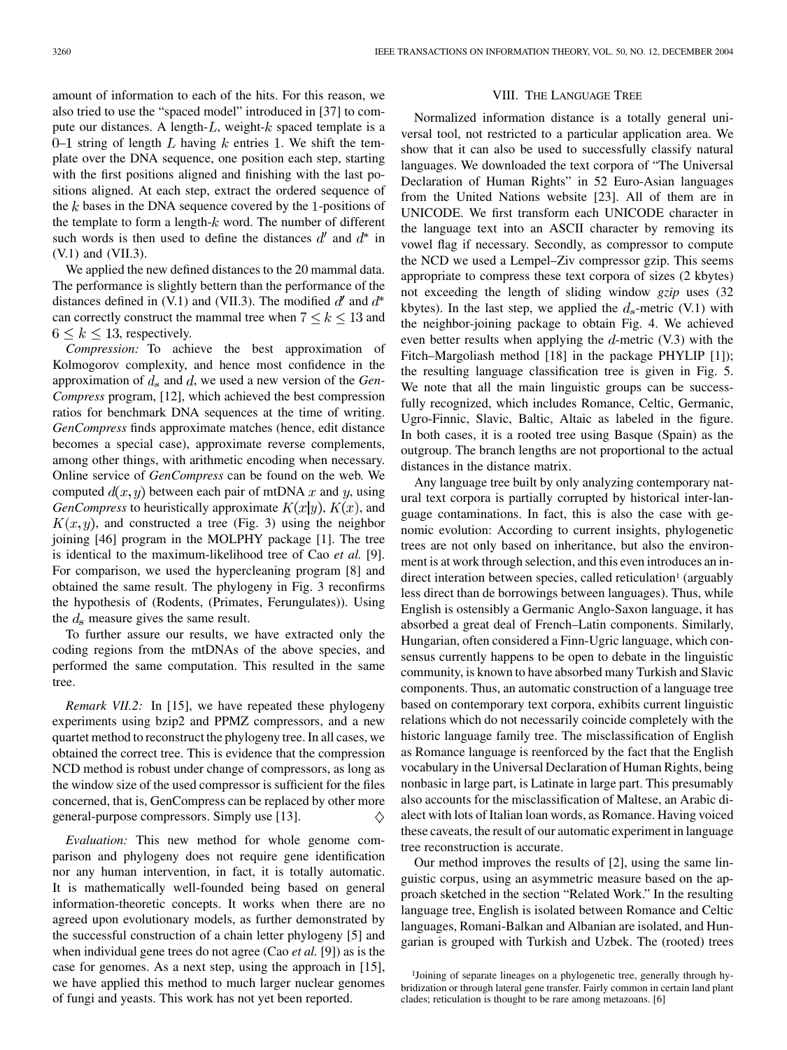amount of information to each of the hits. For this reason, we also tried to use the "spaced model" introduced in [37] to compute our distances. A length-$L$, weight-$k$ spaced template is a 0–1 string of length $L$ having $k$ entries 1. We shift the template over the DNA sequence, one position each step, starting with the first positions aligned and finishing with the last positions aligned. At each step, extract the ordered sequence of the $k$ bases in the DNA sequence covered by the 1-positions of the template to form a length-$k$ word. The number of different such words is then used to define the distances $d'$ and $d^*$ in (V.1) and (VII.3).

We applied the new defined distances to the 20 mammal data. The performance is slightly bettern than the performance of the distances defined in (V.1) and (VII.3). The modified $d'$ and $d^*$ can correctly construct the mammal tree when $7 \leq k \leq 13$ and $6 \leq k \leq 13$, respectively.

*Compression:* To achieve the best approximation of Kolmogorov complexity, and hence most confidence in the approximation of $d_s$ and $d$, we used a new version of the *GenCompress* program, [12], which achieved the best compression ratios for benchmark DNA sequences at the time of writing. *GenCompress* finds approximate matches (hence, edit distance becomes a special case), approximate reverse complements, among other things, with arithmetic encoding when necessary. Online service of *GenCompress* can be found on the web. We computed $d(x, y)$ between each pair of mtDNA $x$ and $y$, using *GenCompress* to heuristically approximate $K(x|y)$, $K(x)$, and $K(x, y)$, and constructed a tree (Fig. 3) using the neighbor joining [46] program in the MOLPHY package [1]. The tree is identical to the maximum-likelihood tree of Cao *et al.* [9]. For comparison, we used the hypercleaning program [8] and obtained the same result. The phylogeny in Fig. 3 reconfirms the hypothesis of (Rodents, (Primates, Ferungulates)). Using the $d_s$ measure gives the same result.

To further assure our results, we have extracted only the coding regions from the mtDNAs of the above species, and performed the same computation. This resulted in the same tree.

*Remark VII.2:* In [15], we have repeated these phylogeny experiments using bzip2 and PPMZ compressors, and a new quartet method to reconstruct the phylogeny tree. In all cases, we obtained the correct tree. This is evidence that the compression NCD method is robust under change of compressors, as long as the window size of the used compressor is sufficient for the files concerned, that is, GenCompress can be replaced by other more general-purpose compressors. Simply use [13]. ◇

*Evaluation:* This new method for whole genome comparison and phylogeny does not require gene identification nor any human intervention, in fact, it is totally automatic. It is mathematically well-founded being based on general information-theoretic concepts. It works when there are no agreed upon evolutionary models, as further demonstrated by the successful construction of a chain letter phylogeny [5] and when individual gene trees do not agree (Cao *et al.* [9]) as is the case for genomes. As a next step, using the approach in [15], we have applied this method to much larger nuclear genomes of fungi and yeasts. This work has not yet been reported.

## VIII. The Language Tree

Normalized information distance is a totally general universal tool, not restricted to a particular application area. We show that it can also be used to successfully classify natural languages. We downloaded the text corpora of "The Universal Declaration of Human Rights" in 52 Euro-Asian languages from the United Nations website [23]. All of them are in UNICODE. We first transform each UNICODE character in the language text into an ASCII character by removing its vowel flag if necessary. Secondly, as compressor to compute the NCD we used a Lempel–Ziv compressor gzip. This seems appropriate to compress these text corpora of sizes (2 kbytes) not exceeding the length of sliding window *gzip* uses (32 kbytes). In the last step, we applied the $d_s$-metric (V.1) with the neighbor-joining package to obtain Fig. 4. We achieved even better results when applying the $d$-metric (V.3) with the Fitch–Margoliash method [18] in the package PHYLIP [1]); the resulting language classification tree is given in Fig. 5. We note that all the main linguistic groups can be successfully recognized, which includes Romance, Celtic, Germanic, Ugro-Finnic, Slavic, Baltic, Altaic as labeled in the figure. In both cases, it is a rooted tree using Basque (Spain) as the outgroup. The branch lengths are not proportional to the actual distances in the distance matrix.

Any language tree built by only analyzing contemporary natural text corpora is partially corrupted by historical inter-language contaminations. In fact, this is also the case with genomic evolution: According to current insights, phylogenetic trees are not only based on inheritance, but also the environment is at work through selection, and this even introduces an indirect interation between species, called reticulation[1] (arguably less direct than de borrowings between languages). Thus, while English is ostensibly a Germanic Anglo-Saxon language, it has absorbed a great deal of French–Latin components. Similarly, Hungarian, often considered a Finn-Ugric language, which consensus currently happens to be open to debate in the linguistic community, is known to have absorbed many Turkish and Slavic components. Thus, an automatic construction of a language tree based on contemporary text corpora, exhibits current linguistic relations which do not necessarily coincide completely with the historic language family tree. The misclassification of English as Romance language is reenforced by the fact that the English vocabulary in the Universal Declaration of Human Rights, being nonbasic in large part, is Latinate in large part. This presumably also accounts for the misclassification of Maltese, an Arabic dialect with lots of Italian loan words, as Romance. Having voiced these caveats, the result of our automatic experiment in language tree reconstruction is accurate.

Our method improves the results of [2], using the same linguistic corpus, using an asymmetric measure based on the approach sketched in the section "Related Work." In the resulting language tree, English is isolated between Romance and Celtic languages, Romani-Balkan and Albanian are isolated, and Hungarian is grouped with Turkish and Uzbek. The (rooted) trees

[1]Joining of separate lineages on a phylogenetic tree, generally through hybridization or through lateral gene transfer. Fairly common in certain land plant clades; reticulation is thought to be rare among metazoans. [6]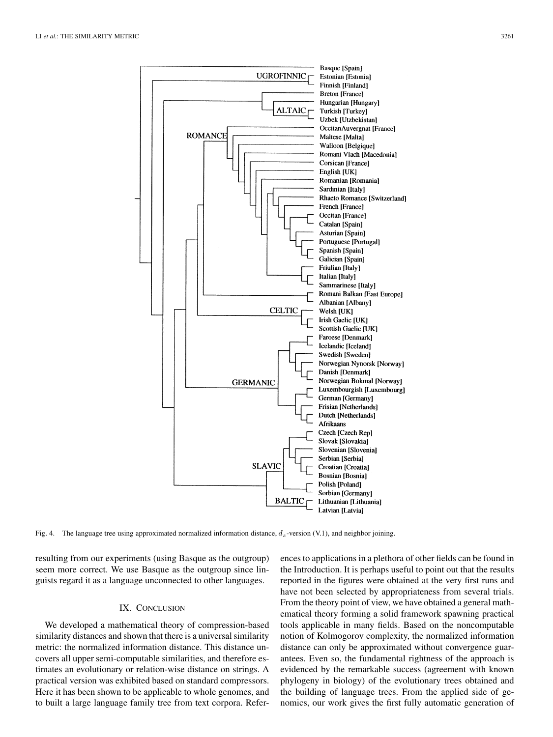Fig. 4. The language tree using approximated normalized information distance, $d_s$-version (V.1), and neighbor joining.

resulting from our experiments (using Basque as the outgroup) seem more correct. We use Basque as the outgroup since linguists regard it as a language unconnected to other languages.

## IX. Conclusion

We developed a mathematical theory of compression-based similarity distances and shown that there is a universal similarity metric: the normalized information distance. This distance uncovers all upper semi-computable similarities, and therefore estimates an evolutionary or relation-wise distance on strings. A practical version was exhibited based on standard compressors. Here it has been shown to be applicable to whole genomes, and to built a large language family tree from text corpora. References to applications in a plethora of other fields can be found in the Introduction. It is perhaps useful to point out that the results reported in the figures were obtained at the very first runs and have not been selected by appropriateness from several trials. From the theory point of view, we have obtained a general mathematical theory forming a solid framework spawning practical tools applicable in many fields. Based on the noncomputable notion of Kolmogorov complexity, the normalized information distance can only be approximated without convergence guarantees. Even so, the fundamental rightness of the approach is evidenced by the remarkable success (agreement with known phylogeny in biology) of the evolutionary trees obtained and the building of language trees. From the applied side of genomics, our work gives the first fully automatic generation of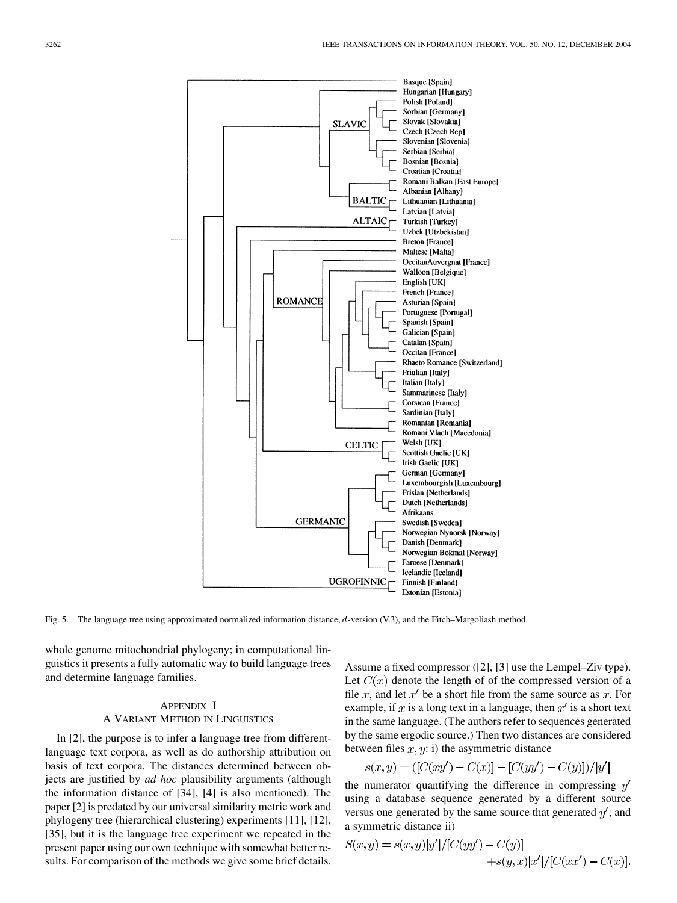Fig. 5. The language tree using approximated normalized information distance, $d$-version (V.3), and the Fitch–Margoliash method.

whole genome mitochondrial phylogeny; in computational linguistics it presents a fully automatic way to build language trees and determine language families.

## Appendix I
## A Variant Method in Linguistics

In [2], the purpose is to infer a language tree from different-language text corpora, as well as do authorship attribution on basis of text corpora. The distances determined between objects are justified by *ad hoc* plausibility arguments (although the information distance of [34], [4] is also mentioned). The paper [2] is predated by our universal similarity metric work and phylogeny tree (hierarchical clustering) experiments [11], [12], [35], but it is the language tree experiment we repeated in the present paper using our own technique with somewhat better results. For comparison of the methods we give some brief details. Assume a fixed compressor ([2], [3] use the Lempel–Ziv type). Let $C(x)$ denote the length of of the compressed version of a file $x$, and let $x'$ be a short file from the same source as $x$. For example, if $x$ is a long text in a language, then $x'$ is a short text in the same language. (The authors refer to sequences generated by the same ergodic source.) Then two distances are considered between files $x, y$: i) the asymmetric distance

$$s(x,y) = ([C(xy') - C(x)] - [C(yy') - C(y)])/|y'|$$

the numerator quantifying the difference in compressing $y'$ using a database sequence generated by a different source versus one generated by the same source that generated $y'$; and a symmetric distance ii)

$$S(x,y) = s(x,y)|y'|/[C(yy') - C(y)] + s(y,x)|x'|/[C(xx') - C(x)].$$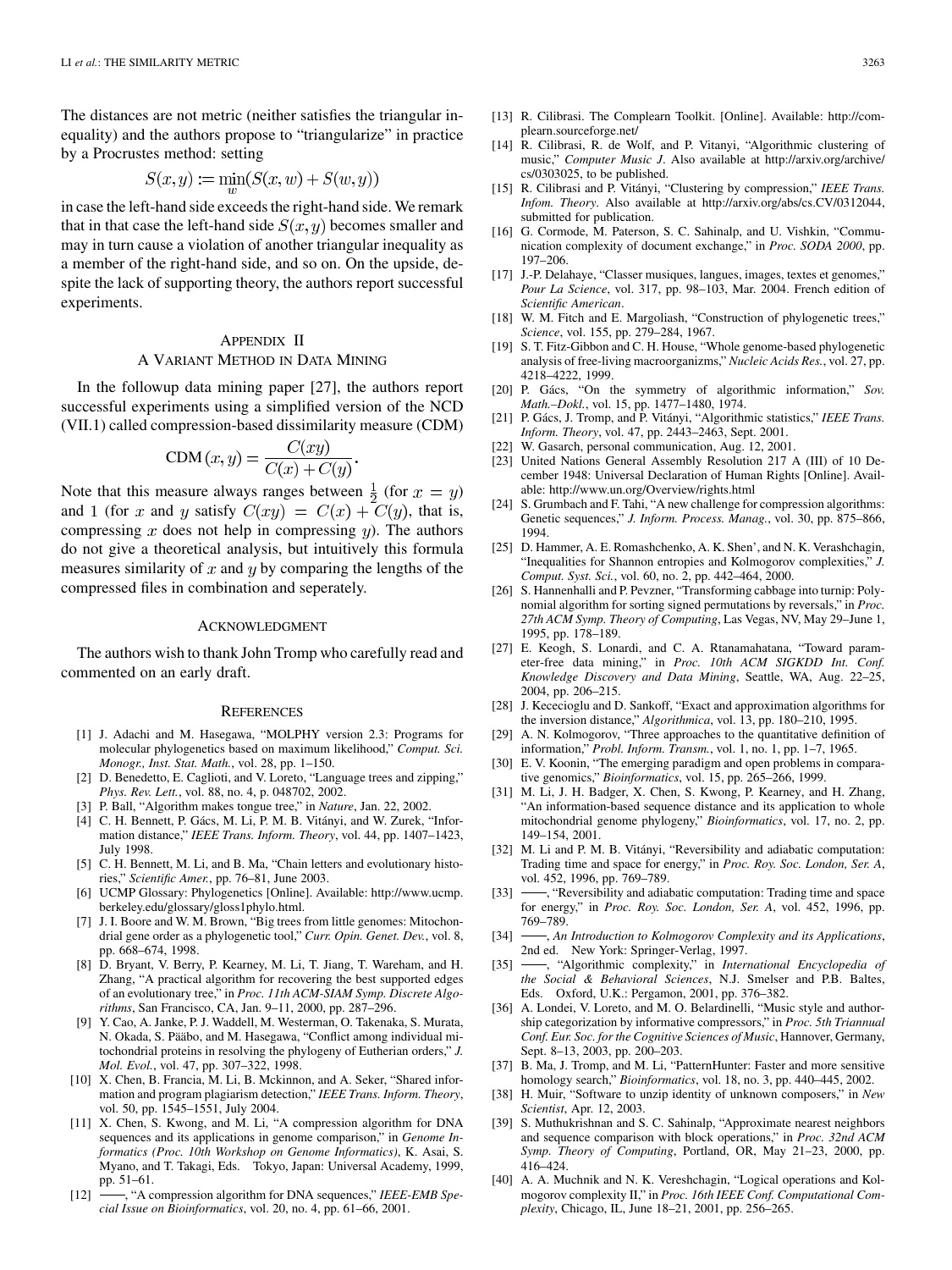The distances are not metric (neither satisfies the triangular inequality) and the authors propose to "triangularize" in practice by a Procrustes method: setting

$$S(x,y) := \min_w (S(x,w) + S(w,y))$$

in case the left-hand side exceeds the right-hand side. We remark that in that case the left-hand side $S(x,y)$ becomes smaller and may in turn cause a violation of another triangular inequality as a member of the right-hand side, and so on. On the upside, despite the lack of supporting theory, the authors report successful experiments.

## Appendix II
## A Variant Method in Data Mining

In the followup data mining paper [27], the authors report successful experiments using a simplified version of the NCD (VII.1) called compression-based dissimilarity measure (CDM)

$$\text{CDM}(x,y) = \frac{C(xy)}{C(x) + C(y)}.$$

Note that this measure always ranges between $\frac{1}{2}$ (for $x = y$) and 1 (for $x$ and $y$ satisfy $C(xy) = C(x) + C(y)$, that is, compressing $x$ does not help in compressing $y$). The authors do not give a theoretical analysis, but intuitively this formula measures similarity of $x$ and $y$ by comparing the lengths of the compressed files in combination and seperately.

## Acknowledgment

The authors wish to thank John Tromp who carefully read and commented on an early draft.

## References

[1] J. Adachi and M. Hasegawa, "MOLPHY version 2.3: Programs for molecular phylogenetics based on maximum likelihood," *Comput. Sci. Monogr., Inst. Stat. Math.*, vol. 28, pp. 1–150.

[2] D. Benedetto, E. Caglioti, and V. Loreto, "Language trees and zipping," *Phys. Rev. Lett.*, vol. 88, no. 4, p. 048702, 2002.

[3] P. Ball, "Algorithm makes tongue tree," in *Nature*, Jan. 22, 2002.

[4] C. H. Bennett, P. Gács, M. Li, P. M. B. Vitányi, and W. Zurek, "Information distance," *IEEE Trans. Inform. Theory*, vol. 44, pp. 1407–1423, July 1998.

[5] C. H. Bennett, M. Li, and B. Ma, "Chain letters and evolutionary histories," *Scientific Amer.*, pp. 76–81, June 2003.

[6] UCMP Glossary: Phylogenetics [Online]. Available: http://www.ucmp.berkeley.edu/glossary/gloss1phylo.html.

[7] J. I. Boore and W. M. Brown, "Big trees from little genomes: Mitochondrial gene order as a phylogenetic tool," *Curr. Opin. Genet. Dev.*, vol. 8, pp. 668–674, 1998.

[8] D. Bryant, V. Berry, P. Kearney, M. Li, T. Jiang, T. Wareham, and H. Zhang, "A practical algorithm for recovering the best supported edges of an evolutionary tree," in *Proc. 11th ACM-SIAM Symp. Discrete Algorithms*, San Francisco, CA, Jan. 9–11, 2000, pp. 287–296.

[9] Y. Cao, A. Janke, P. J. Waddell, M. Westerman, O. Takenaka, S. Murata, N. Okada, S. Pääbo, and M. Hasegawa, "Conflict among individual mitochondrial proteins in resolving the phylogeny of Eutherian orders," *J. Mol. Evol.*, vol. 47, pp. 307–322, 1998.

[10] X. Chen, B. Francia, M. Li, B. Mckinnon, and A. Seker, "Shared information and program plagiarism detection," *IEEE Trans. Inform. Theory*, vol. 50, pp. 1545–1551, July 2004.

[11] X. Chen, S. Kwong, and M. Li, "A compression algorithm for DNA sequences and its applications in genome comparison," in *Genome Informatics (Proc. 10th Workshop on Genome Informatics)*, K. Asai, S. Myano, and T. Takagi, Eds. Tokyo, Japan: Universal Academy, 1999, pp. 51–61.

[12] ——, "A compression algorithm for DNA sequences," *IEEE-EMB Special Issue on Bioinformatics*, vol. 20, no. 4, pp. 61–66, 2001.

[13] R. Cilibrasi. The Complearn Toolkit. [Online]. Available: http://complearn.sourceforge.net/

[14] R. Cilibrasi, R. de Wolf, and P. Vitanyi, "Algorithmic clustering of music," *Computer Music J*. Also available at http://arxiv.org/archive/cs/0303025, to be published.

[15] R. Cilibrasi and P. Vitányi, "Clustering by compression," *IEEE Trans. Infom. Theory*. Also available at http://arxiv.org/abs/cs.CV/0312044, submitted for publication.

[16] G. Cormode, M. Paterson, S. C. Sahinalp, and U. Vishkin, "Communication complexity of document exchange," in *Proc. SODA 2000*, pp. 197–206.

[17] J.-P. Delahaye, "Classer musiques, langues, images, textes et genomes," *Pour La Science*, vol. 317, pp. 98–103, Mar. 2004. French edition of *Scientific American*.

[18] W. M. Fitch and E. Margoliash, "Construction of phylogenetic trees," *Science*, vol. 155, pp. 279–284, 1967.

[19] S. T. Fitz-Gibbon and C. H. House, "Whole genome-based phylogenetic analysis of free-living macroorganizms," *Nucleic Acids Res.*, vol. 27, pp. 4218–4222, 1999.

[20] P. Gács, "On the symmetry of algorithmic information," *Sov. Math.–Dokl.*, vol. 15, pp. 1477–1480, 1974.

[21] P. Gács, J. Tromp, and P. Vitányi, "Algorithmic statistics," *IEEE Trans. Inform. Theory*, vol. 47, pp. 2443–2463, Sept. 2001.

[22] W. Gasarch, personal communication, Aug. 12, 2001.

[23] United Nations General Assembly Resolution 217 A (III) of 10 December 1948: Universal Declaration of Human Rights [Online]. Available: http://www.un.org/Overview/rights.html

[24] S. Grumbach and F. Tahi, "A new challenge for compression algorithms: Genetic sequences," *J. Inform. Process. Manag.*, vol. 30, pp. 875–866, 1994.

[25] D. Hammer, A. E. Romashchenko, A. K. Shen', and N. K. Verashchagin, "Inequalities for Shannon entropies and Kolmogorov complexities," *J. Comput. Syst. Sci.*, vol. 60, no. 2, pp. 442–464, 2000.

[26] S. Hannenhalli and P. Pevzner, "Transforming cabbage into turnip: Polynomial algorithm for sorting signed permutations by reversals," in *Proc. 27th ACM Symp. Theory of Computing*, Las Vegas, NV, May 29–June 1, 1995, pp. 178–189.

[27] E. Keogh, S. Lonardi, and C. A. Rtanamahatana, "Toward parameter-free data mining," in *Proc. 10th ACM SIGKDD Int. Conf. Knowledge Discovery and Data Mining*, Seattle, WA, Aug. 22–25, 2004, pp. 206–215.

[28] J. Kececioglu and D. Sankoff, "Exact and approximation algorithms for the inversion distance," *Algorithmica*, vol. 13, pp. 180–210, 1995.

[29] A. N. Kolmogorov, "Three approaches to the quantitative definition of information," *Probl. Inform. Transm.*, vol. 1, no. 1, pp. 1–7, 1965.

[30] E. V. Koonin, "The emerging paradigm and open problems in comparative genomics," *Bioinformatics*, vol. 15, pp. 265–266, 1999.

[31] M. Li, J. H. Badger, X. Chen, S. Kwong, P. Kearney, and H. Zhang, "An information-based sequence distance and its application to whole mitochondrial genome phylogeny," *Bioinformatics*, vol. 17, no. 2, pp. 149–154, 2001.

[32] M. Li and P. M. B. Vitányi, "Reversibility and adiabatic computation: Trading time and space for energy," in *Proc. Roy. Soc. London, Ser. A*, vol. 452, 1996, pp. 769–789.

[33] ——, "Reversibility and adiabatic computation: Trading time and space for energy," in *Proc. Roy. Soc. London, Ser. A*, vol. 452, 1996, pp. 769–789.

[34] ——, *An Introduction to Kolmogorov Complexity and its Applications*, 2nd ed. New York: Springer-Verlag, 1997.

[35] ——, "Algorithmic complexity," in *International Encyclopedia of the Social & Behavioral Sciences*, N.J. Smelser and P.B. Baltes, Eds. Oxford, U.K.: Pergamon, 2001, pp. 376–382.

[36] A. Londei, V. Loreto, and M. O. Belardinelli, "Music style and authorship categorization by informative compressors," in *Proc. 5th Triannual Conf. Eur. Soc. for the Cognitive Sciences of Music*, Hannover, Germany, Sept. 8–13, 2003, pp. 200–203.

[37] B. Ma, J. Tromp, and M. Li, "PatternHunter: Faster and more sensitive homology search," *Bioinformatics*, vol. 18, no. 3, pp. 440–445, 2002.

[38] H. Muir, "Software to unzip identity of unknown composers," in *New Scientist*, Apr. 12, 2003.

[39] S. Muthukrishnan and S. C. Sahinalp, "Approximate nearest neighbors and sequence comparison with block operations," in *Proc. 32nd ACM Symp. Theory of Computing*, Portland, OR, May 21–23, 2000, pp. 416–424.

[40] A. A. Muchnik and N. K. Vereshchagin, "Logical operations and Kolmogorov complexity II," in *Proc. 16th IEEE Conf. Computational Complexity*, Chicago, IL, June 18–21, 2001, pp. 256–265.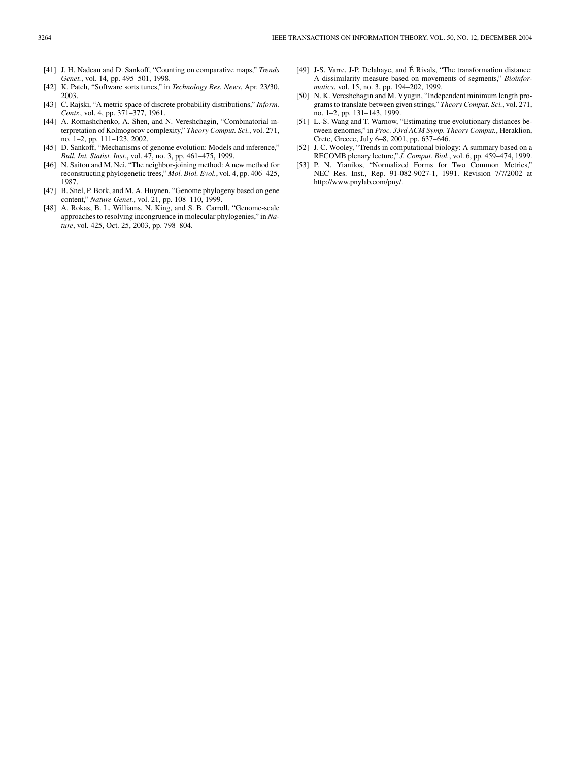[41] J. H. Nadeau and D. Sankoff, "Counting on comparative maps," *Trends Genet.*, vol. 14, pp. 495–501, 1998.

[42] K. Patch, "Software sorts tunes," in *Technology Res. News*, Apr. 23/30, 2003.

[43] C. Rajski, "A metric space of discrete probability distributions," *Inform. Contr.*, vol. 4, pp. 371–377, 1961.

[44] A. Romashchenko, A. Shen, and N. Vereshchagin, "Combinatorial interpretation of Kolmogorov complexity," *Theory Comput. Sci.*, vol. 271, no. 1–2, pp. 111–123, 2002.

[45] D. Sankoff, "Mechanisms of genome evolution: Models and inference," *Bull. Int. Statist. Inst.*, vol. 47, no. 3, pp. 461–475, 1999.

[46] N. Saitou and M. Nei, "The neighbor-joining method: A new method for reconstructing phylogenetic trees," *Mol. Biol. Evol.*, vol. 4, pp. 406–425, 1987.

[47] B. Snel, P. Bork, and M. A. Huynen, "Genome phylogeny based on gene content," *Nature Genet.*, vol. 21, pp. 108–110, 1999.

[48] A. Rokas, B. L. Williams, N. King, and S. B. Carroll, "Genome-scale approaches to resolving incongruence in molecular phylogenies," in *Nature*, vol. 425, Oct. 25, 2003, pp. 798–804.

[49] J-S. Varre, J-P. Delahaye, and É Rivals, "The transformation distance: A dissimilarity measure based on movements of segments," *Bioinformatics*, vol. 15, no. 3, pp. 194–202, 1999.

[50] N. K. Vereshchagin and M. Vyugin, "Independent minimum length programs to translate between given strings," *Theory Comput. Sci.*, vol. 271, no. 1–2, pp. 131–143, 1999.

[51] L.-S. Wang and T. Warnow, "Estimating true evolutionary distances between genomes," in *Proc. 33rd ACM Symp. Theory Comput.*, Heraklion, Crete, Greece, July 6–8, 2001, pp. 637–646.

[52] J. C. Wooley, "Trends in computational biology: A summary based on a RECOMB plenary lecture," *J. Comput. Biol.*, vol. 6, pp. 459–474, 1999.

[53] P. N. Yianilos, "Normalized Forms for Two Common Metrics," NEC Res. Inst., Rep. 91-082-9027-1, 1991. Revision 7/7/2002 at http://www.pnylab.com/pny/.